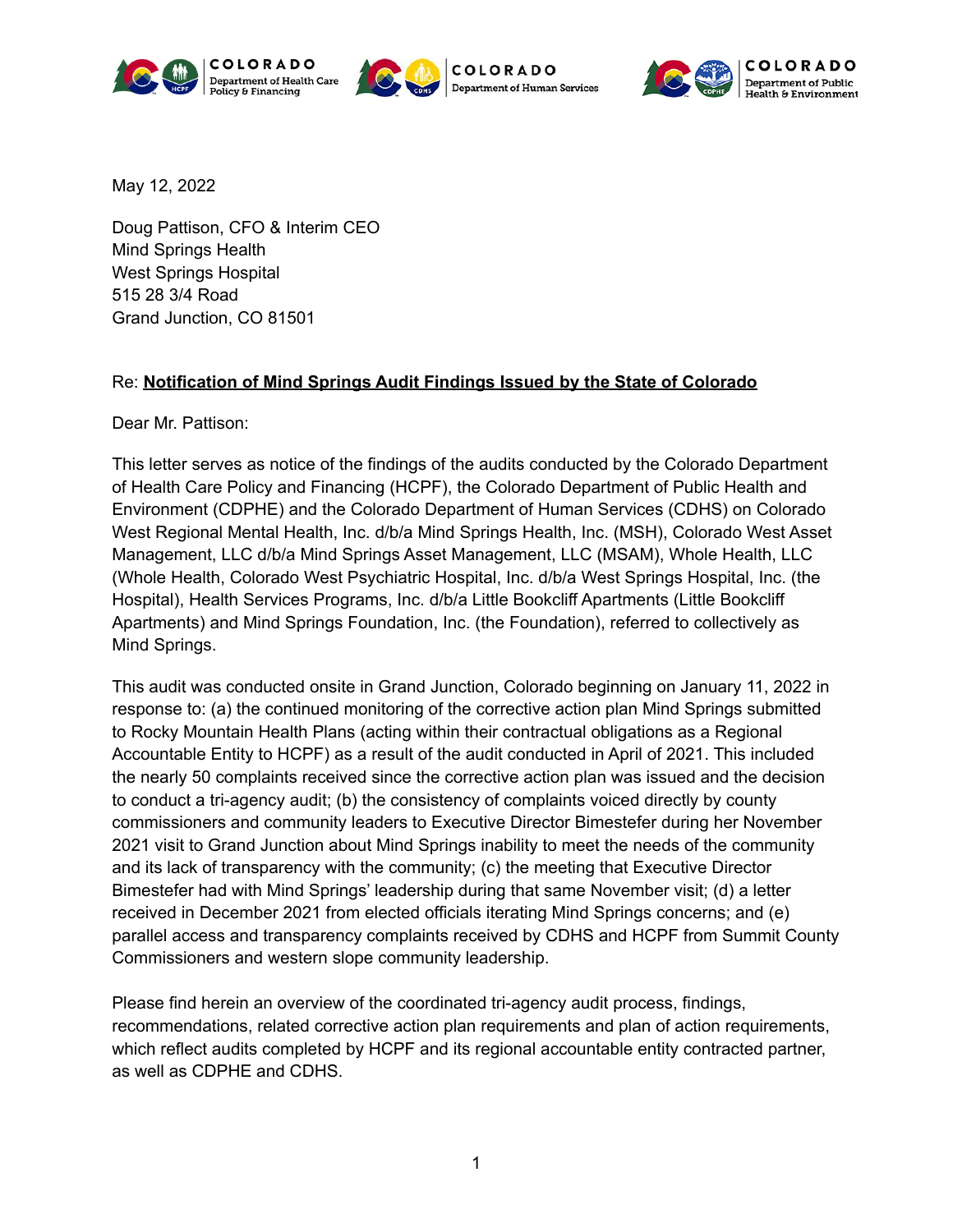COLORADO Department of Health Care Policy & Financing | COLORADO Department of Human Services | COLORADO Department of Public Health & Environment

May 12, 2022

Doug Pattison, CFO & Interim CEO
Mind Springs Health
West Springs Hospital
515 28 3/4 Road
Grand Junction, CO 81501

Re: **Notification of Mind Springs Audit Findings Issued by the State of Colorado**

Dear Mr. Pattison:

This letter serves as notice of the findings of the audits conducted by the Colorado Department of Health Care Policy and Financing (HCPF), the Colorado Department of Public Health and Environment (CDPHE) and the Colorado Department of Human Services (CDHS) on Colorado West Regional Mental Health, Inc. d/b/a Mind Springs Health, Inc. (MSH), Colorado West Asset Management, LLC d/b/a Mind Springs Asset Management, LLC (MSAM), Whole Health, LLC (Whole Health, Colorado West Psychiatric Hospital, Inc. d/b/a West Springs Hospital, Inc. (the Hospital), Health Services Programs, Inc. d/b/a Little Bookcliff Apartments (Little Bookcliff Apartments) and Mind Springs Foundation, Inc. (the Foundation), referred to collectively as Mind Springs.

This audit was conducted onsite in Grand Junction, Colorado beginning on January 11, 2022 in response to: (a) the continued monitoring of the corrective action plan Mind Springs submitted to Rocky Mountain Health Plans (acting within their contractual obligations as a Regional Accountable Entity to HCPF) as a result of the audit conducted in April of 2021. This included the nearly 50 complaints received since the corrective action plan was issued and the decision to conduct a tri-agency audit; (b) the consistency of complaints voiced directly by county commissioners and community leaders to Executive Director Bimestefer during her November 2021 visit to Grand Junction about Mind Springs inability to meet the needs of the community and its lack of transparency with the community; (c) the meeting that Executive Director Bimestefer had with Mind Springs' leadership during that same November visit; (d) a letter received in December 2021 from elected officials iterating Mind Springs concerns; and (e) parallel access and transparency complaints received by CDHS and HCPF from Summit County Commissioners and western slope community leadership.

Please find herein an overview of the coordinated tri-agency audit process, findings, recommendations, related corrective action plan requirements and plan of action requirements, which reflect audits completed by HCPF and its regional accountable entity contracted partner, as well as CDPHE and CDHS.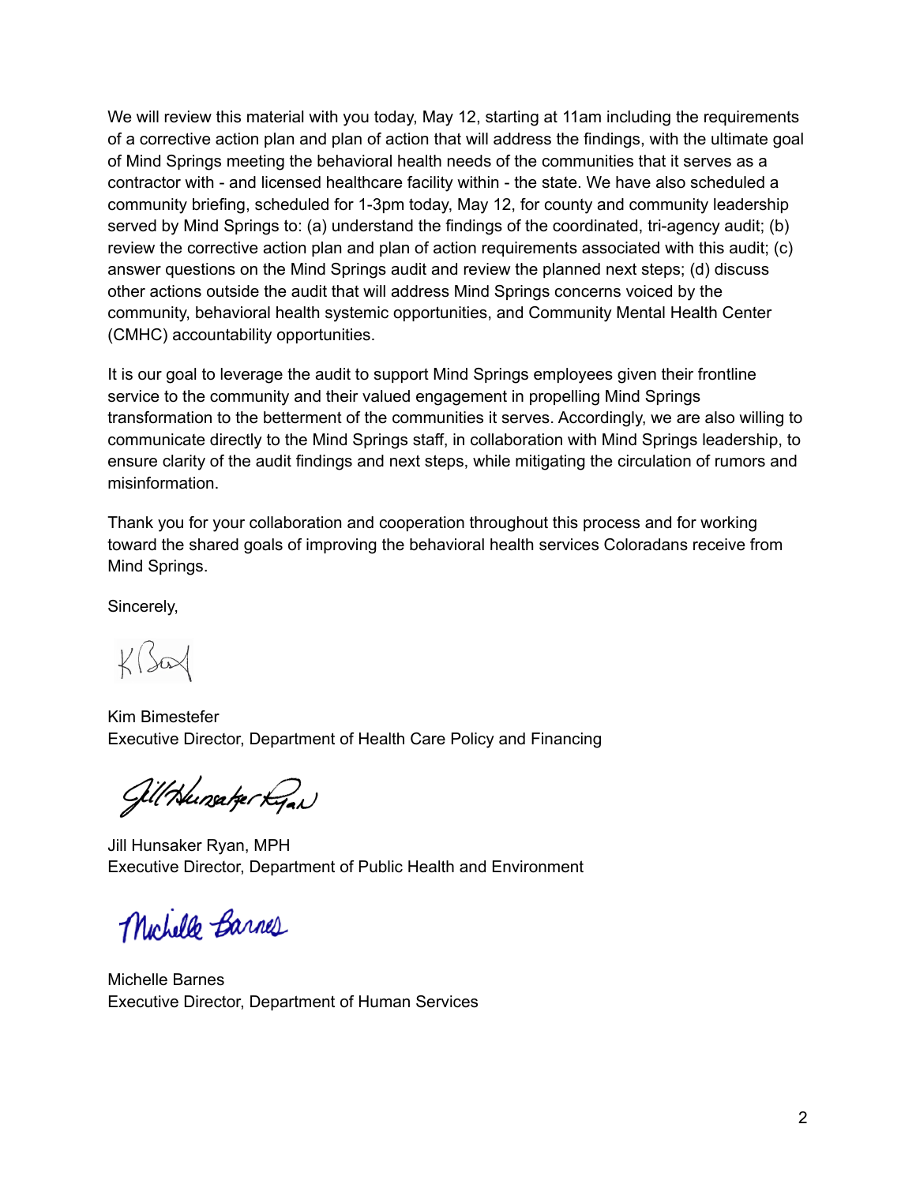We will review this material with you today, May 12, starting at 11am including the requirements of a corrective action plan and plan of action that will address the findings, with the ultimate goal of Mind Springs meeting the behavioral health needs of the communities that it serves as a contractor with - and licensed healthcare facility within - the state. We have also scheduled a community briefing, scheduled for 1-3pm today, May 12, for county and community leadership served by Mind Springs to: (a) understand the findings of the coordinated, tri-agency audit; (b) review the corrective action plan and plan of action requirements associated with this audit; (c) answer questions on the Mind Springs audit and review the planned next steps; (d) discuss other actions outside the audit that will address Mind Springs concerns voiced by the community, behavioral health systemic opportunities, and Community Mental Health Center (CMHC) accountability opportunities.

It is our goal to leverage the audit to support Mind Springs employees given their frontline service to the community and their valued engagement in propelling Mind Springs transformation to the betterment of the communities it serves. Accordingly, we are also willing to communicate directly to the Mind Springs staff, in collaboration with Mind Springs leadership, to ensure clarity of the audit findings and next steps, while mitigating the circulation of rumors and misinformation.

Thank you for your collaboration and cooperation throughout this process and for working toward the shared goals of improving the behavioral health services Coloradans receive from Mind Springs.

Sincerely,

Kim Bimestefer
Executive Director, Department of Health Care Policy and Financing

Jill Hunsaker Ryan, MPH
Executive Director, Department of Public Health and Environment

Michelle Barnes
Executive Director, Department of Human Services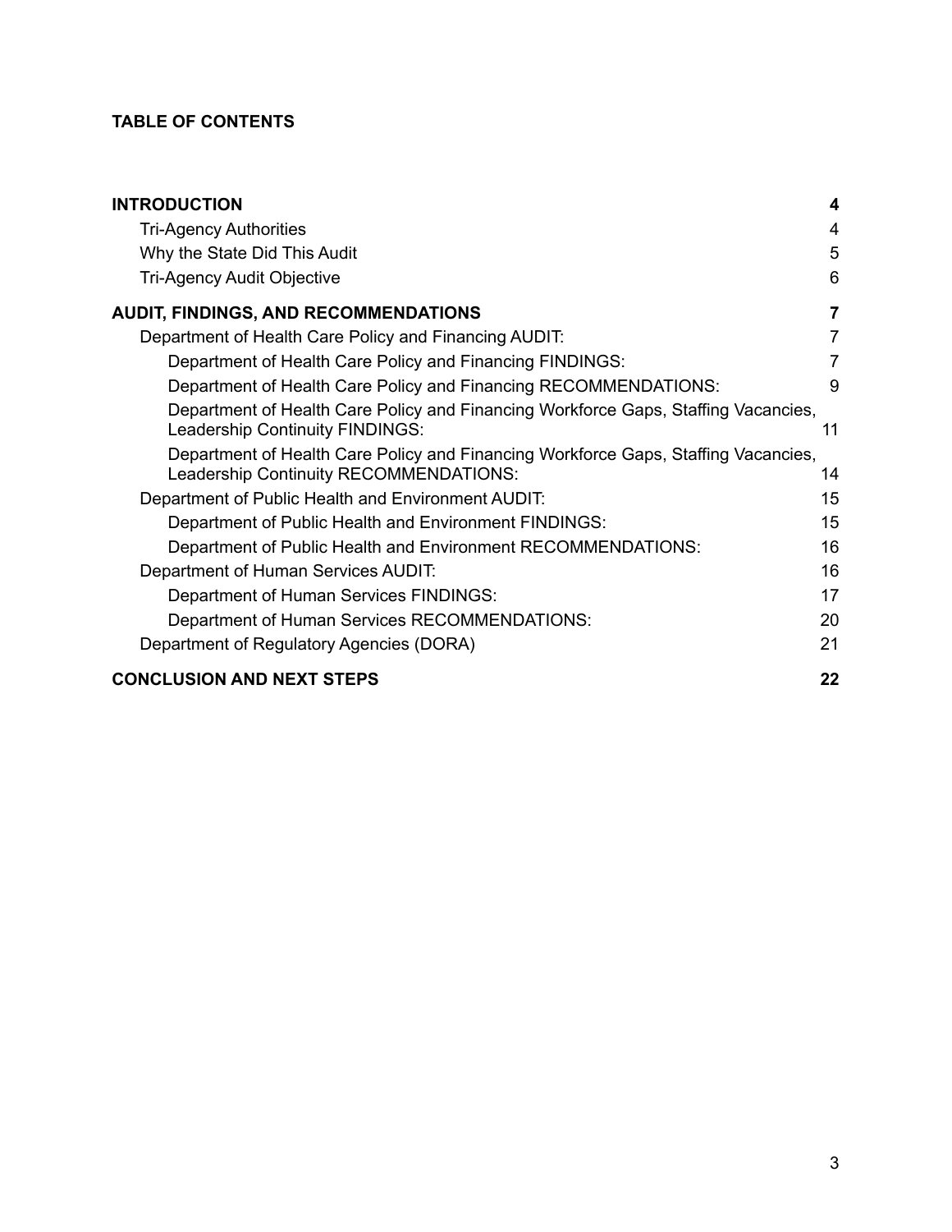**TABLE OF CONTENTS**

**INTRODUCTION** **4**

- Tri-Agency Authorities 4
- Why the State Did This Audit 5
- Tri-Agency Audit Objective 6

**AUDIT, FINDINGS, AND RECOMMENDATIONS** **7**

- Department of Health Care Policy and Financing AUDIT: 7
  - Department of Health Care Policy and Financing FINDINGS: 7
  - Department of Health Care Policy and Financing RECOMMENDATIONS: 9
  - Department of Health Care Policy and Financing Workforce Gaps, Staffing Vacancies, Leadership Continuity FINDINGS: 11
  - Department of Health Care Policy and Financing Workforce Gaps, Staffing Vacancies, Leadership Continuity RECOMMENDATIONS: 14
- Department of Public Health and Environment AUDIT: 15
  - Department of Public Health and Environment FINDINGS: 15
  - Department of Public Health and Environment RECOMMENDATIONS: 16
- Department of Human Services AUDIT: 16
  - Department of Human Services FINDINGS: 17
  - Department of Human Services RECOMMENDATIONS: 20
- Department of Regulatory Agencies (DORA) 21

**CONCLUSION AND NEXT STEPS** **22**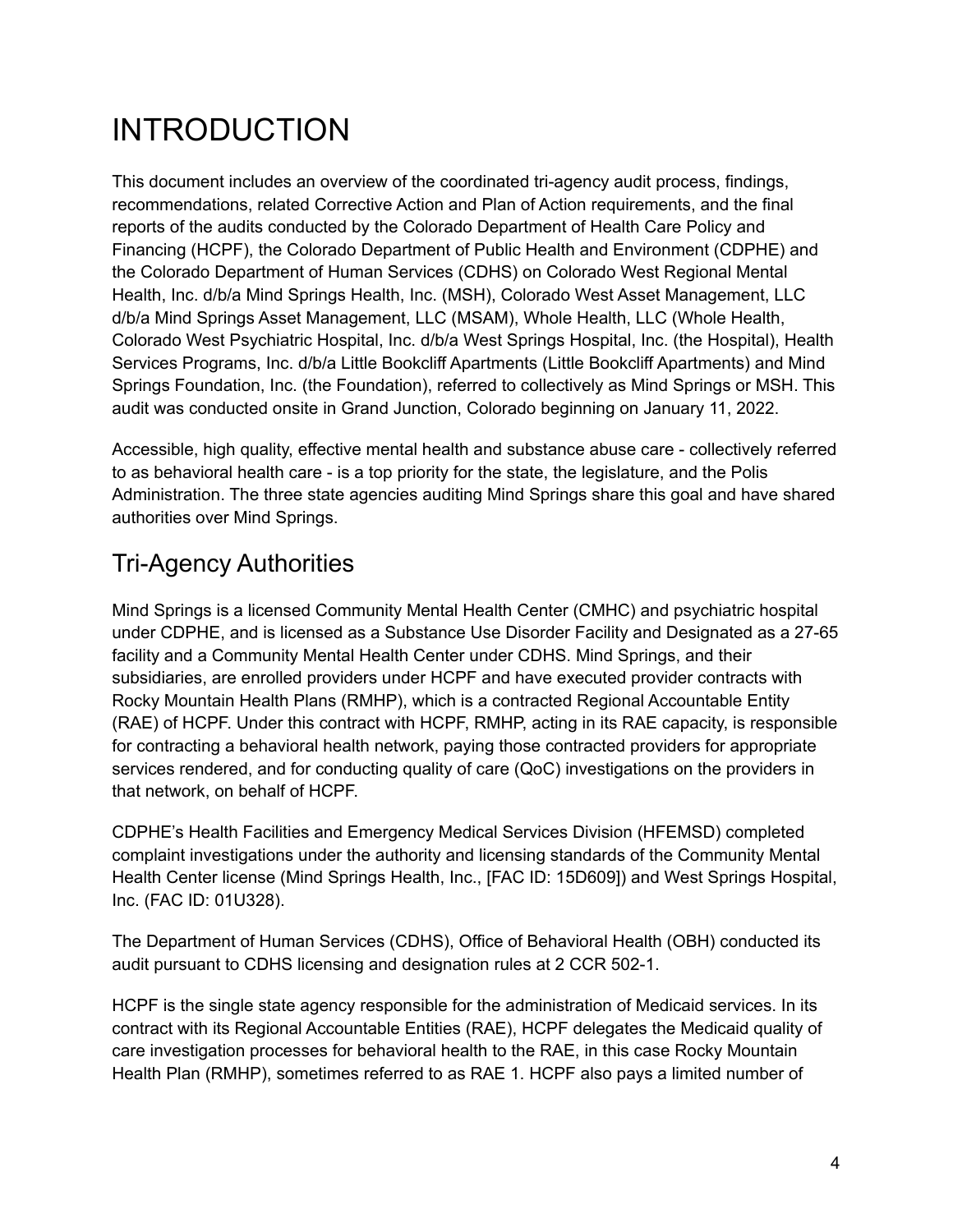# INTRODUCTION

This document includes an overview of the coordinated tri-agency audit process, findings, recommendations, related Corrective Action and Plan of Action requirements, and the final reports of the audits conducted by the Colorado Department of Health Care Policy and Financing (HCPF), the Colorado Department of Public Health and Environment (CDPHE) and the Colorado Department of Human Services (CDHS) on Colorado West Regional Mental Health, Inc. d/b/a Mind Springs Health, Inc. (MSH), Colorado West Asset Management, LLC d/b/a Mind Springs Asset Management, LLC (MSAM), Whole Health, LLC (Whole Health, Colorado West Psychiatric Hospital, Inc. d/b/a West Springs Hospital, Inc. (the Hospital), Health Services Programs, Inc. d/b/a Little Bookcliff Apartments (Little Bookcliff Apartments) and Mind Springs Foundation, Inc. (the Foundation), referred to collectively as Mind Springs or MSH. This audit was conducted onsite in Grand Junction, Colorado beginning on January 11, 2022.

Accessible, high quality, effective mental health and substance abuse care - collectively referred to as behavioral health care - is a top priority for the state, the legislature, and the Polis Administration. The three state agencies auditing Mind Springs share this goal and have shared authorities over Mind Springs.

## Tri-Agency Authorities

Mind Springs is a licensed Community Mental Health Center (CMHC) and psychiatric hospital under CDPHE, and is licensed as a Substance Use Disorder Facility and Designated as a 27-65 facility and a Community Mental Health Center under CDHS. Mind Springs, and their subsidiaries, are enrolled providers under HCPF and have executed provider contracts with Rocky Mountain Health Plans (RMHP), which is a contracted Regional Accountable Entity (RAE) of HCPF. Under this contract with HCPF, RMHP, acting in its RAE capacity, is responsible for contracting a behavioral health network, paying those contracted providers for appropriate services rendered, and for conducting quality of care (QoC) investigations on the providers in that network, on behalf of HCPF.

CDPHE's Health Facilities and Emergency Medical Services Division (HFEMSD) completed complaint investigations under the authority and licensing standards of the Community Mental Health Center license (Mind Springs Health, Inc., [FAC ID: 15D609]) and West Springs Hospital, Inc. (FAC ID: 01U328).

The Department of Human Services (CDHS), Office of Behavioral Health (OBH) conducted its audit pursuant to CDHS licensing and designation rules at 2 CCR 502-1.

HCPF is the single state agency responsible for the administration of Medicaid services. In its contract with its Regional Accountable Entities (RAE), HCPF delegates the Medicaid quality of care investigation processes for behavioral health to the RAE, in this case Rocky Mountain Health Plan (RMHP), sometimes referred to as RAE 1. HCPF also pays a limited number of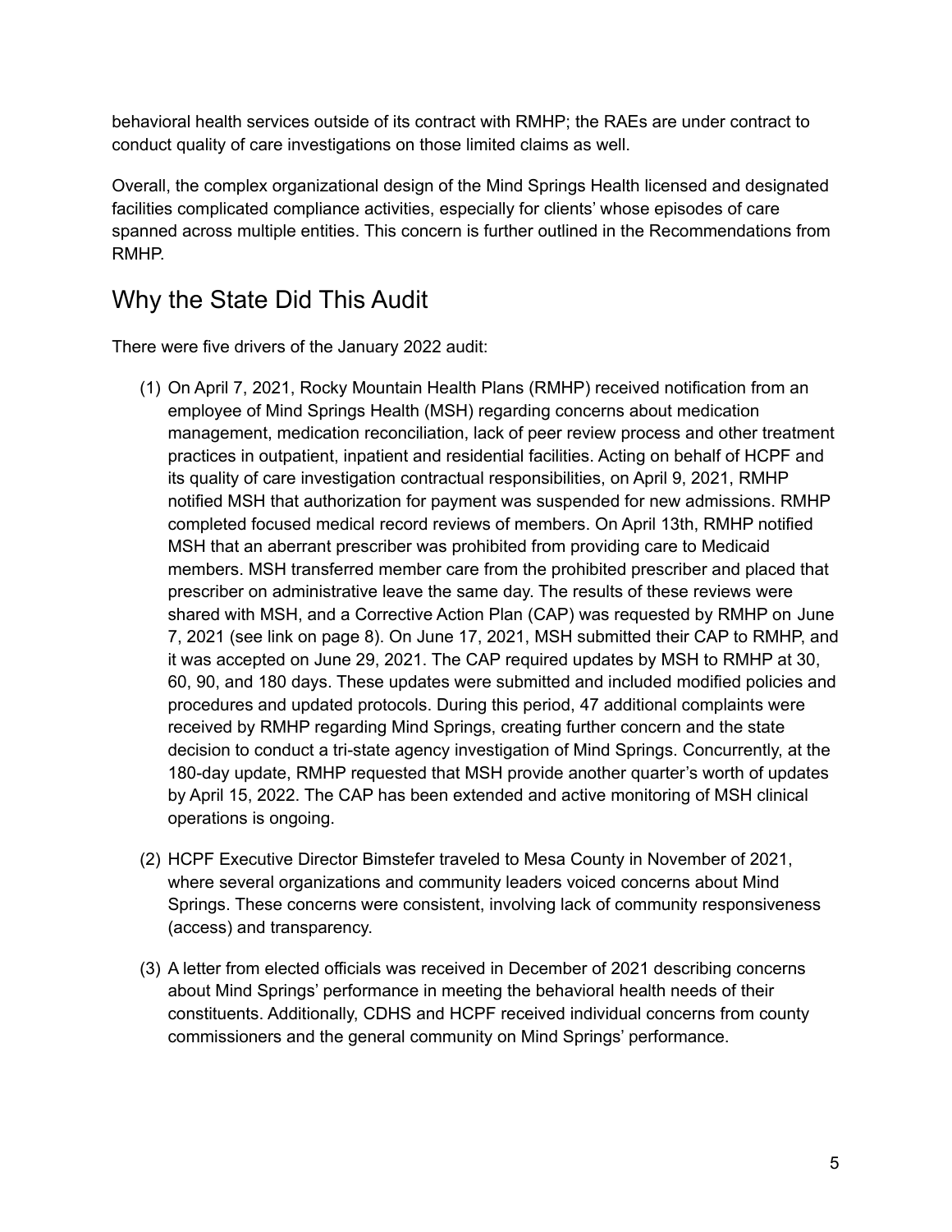behavioral health services outside of its contract with RMHP; the RAEs are under contract to conduct quality of care investigations on those limited claims as well.

Overall, the complex organizational design of the Mind Springs Health licensed and designated facilities complicated compliance activities, especially for clients' whose episodes of care spanned across multiple entities. This concern is further outlined in the Recommendations from RMHP.

## Why the State Did This Audit

There were five drivers of the January 2022 audit:

(1) On April 7, 2021, Rocky Mountain Health Plans (RMHP) received notification from an employee of Mind Springs Health (MSH) regarding concerns about medication management, medication reconciliation, lack of peer review process and other treatment practices in outpatient, inpatient and residential facilities. Acting on behalf of HCPF and its quality of care investigation contractual responsibilities, on April 9, 2021, RMHP notified MSH that authorization for payment was suspended for new admissions. RMHP completed focused medical record reviews of members. On April 13th, RMHP notified MSH that an aberrant prescriber was prohibited from providing care to Medicaid members. MSH transferred member care from the prohibited prescriber and placed that prescriber on administrative leave the same day. The results of these reviews were shared with MSH, and a Corrective Action Plan (CAP) was requested by RMHP on June 7, 2021 (see link on page 8). On June 17, 2021, MSH submitted their CAP to RMHP, and it was accepted on June 29, 2021. The CAP required updates by MSH to RMHP at 30, 60, 90, and 180 days. These updates were submitted and included modified policies and procedures and updated protocols. During this period, 47 additional complaints were received by RMHP regarding Mind Springs, creating further concern and the state decision to conduct a tri-state agency investigation of Mind Springs. Concurrently, at the 180-day update, RMHP requested that MSH provide another quarter's worth of updates by April 15, 2022. The CAP has been extended and active monitoring of MSH clinical operations is ongoing.

(2) HCPF Executive Director Bimstefer traveled to Mesa County in November of 2021, where several organizations and community leaders voiced concerns about Mind Springs. These concerns were consistent, involving lack of community responsiveness (access) and transparency.

(3) A letter from elected officials was received in December of 2021 describing concerns about Mind Springs' performance in meeting the behavioral health needs of their constituents. Additionally, CDHS and HCPF received individual concerns from county commissioners and the general community on Mind Springs' performance.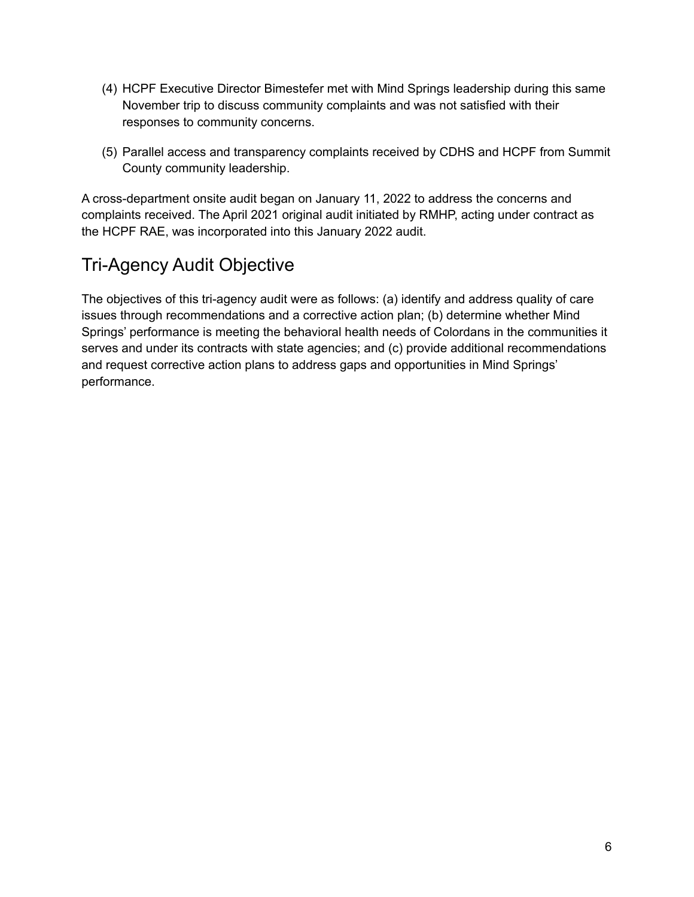(4) HCPF Executive Director Bimestefer met with Mind Springs leadership during this same November trip to discuss community complaints and was not satisfied with their responses to community concerns.

(5) Parallel access and transparency complaints received by CDHS and HCPF from Summit County community leadership.

A cross-department onsite audit began on January 11, 2022 to address the concerns and complaints received. The April 2021 original audit initiated by RMHP, acting under contract as the HCPF RAE, was incorporated into this January 2022 audit.

## Tri-Agency Audit Objective

The objectives of this tri-agency audit were as follows: (a) identify and address quality of care issues through recommendations and a corrective action plan; (b) determine whether Mind Springs' performance is meeting the behavioral health needs of Colordans in the communities it serves and under its contracts with state agencies; and (c) provide additional recommendations and request corrective action plans to address gaps and opportunities in Mind Springs' performance.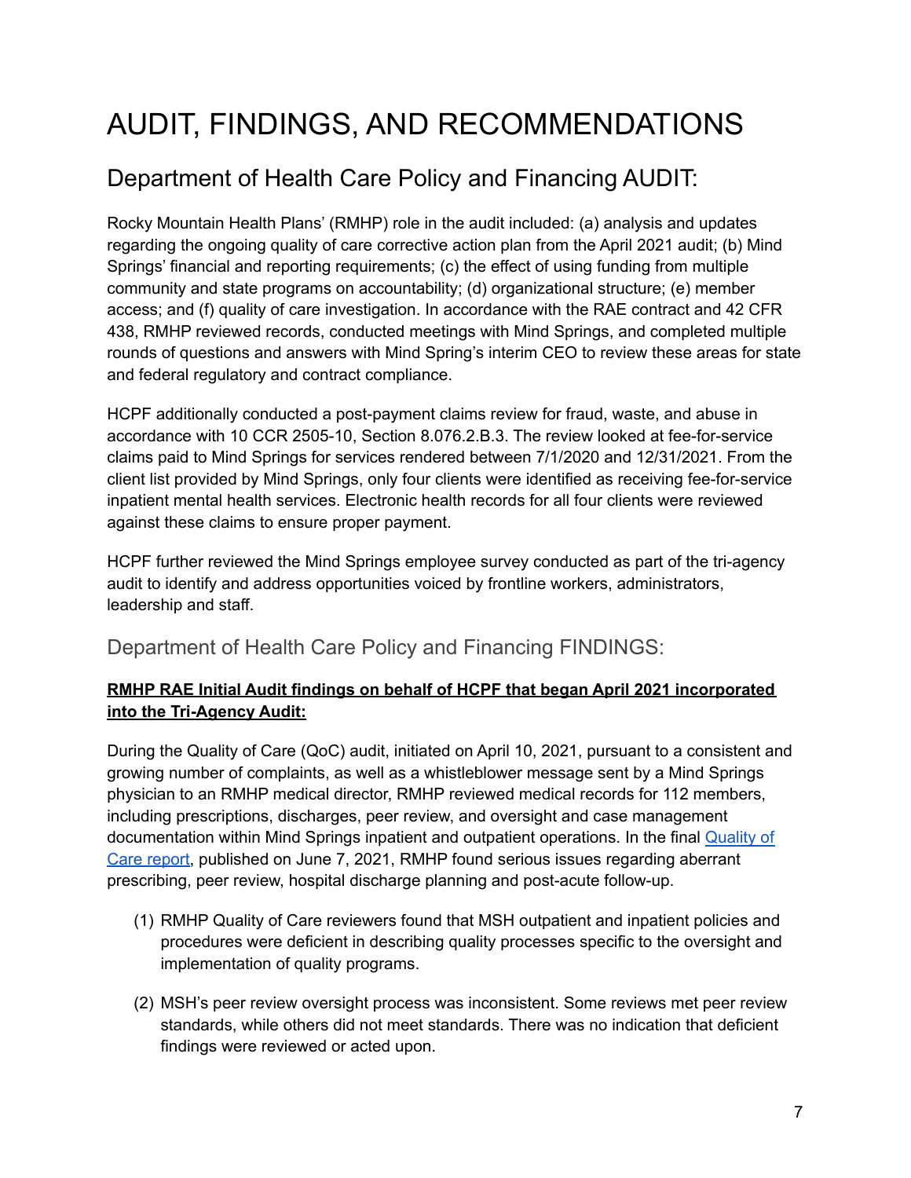# AUDIT, FINDINGS, AND RECOMMENDATIONS

## Department of Health Care Policy and Financing AUDIT:

Rocky Mountain Health Plans' (RMHP) role in the audit included: (a) analysis and updates regarding the ongoing quality of care corrective action plan from the April 2021 audit; (b) Mind Springs' financial and reporting requirements; (c) the effect of using funding from multiple community and state programs on accountability; (d) organizational structure; (e) member access; and (f) quality of care investigation. In accordance with the RAE contract and 42 CFR 438, RMHP reviewed records, conducted meetings with Mind Springs, and completed multiple rounds of questions and answers with Mind Spring's interim CEO to review these areas for state and federal regulatory and contract compliance.

HCPF additionally conducted a post-payment claims review for fraud, waste, and abuse in accordance with 10 CCR 2505-10, Section 8.076.2.B.3. The review looked at fee-for-service claims paid to Mind Springs for services rendered between 7/1/2020 and 12/31/2021. From the client list provided by Mind Springs, only four clients were identified as receiving fee-for-service inpatient mental health services. Electronic health records for all four clients were reviewed against these claims to ensure proper payment.

HCPF further reviewed the Mind Springs employee survey conducted as part of the tri-agency audit to identify and address opportunities voiced by frontline workers, administrators, leadership and staff.

### Department of Health Care Policy and Financing FINDINGS:

**RMHP RAE Initial Audit findings on behalf of HCPF that began April 2021 incorporated into the Tri-Agency Audit:**

During the Quality of Care (QoC) audit, initiated on April 10, 2021, pursuant to a consistent and growing number of complaints, as well as a whistleblower message sent by a Mind Springs physician to an RMHP medical director, RMHP reviewed medical records for 112 members, including prescriptions, discharges, peer review, and oversight and case management documentation within Mind Springs inpatient and outpatient operations. In the final Quality of Care report, published on June 7, 2021, RMHP found serious issues regarding aberrant prescribing, peer review, hospital discharge planning and post-acute follow-up.

(1) RMHP Quality of Care reviewers found that MSH outpatient and inpatient policies and procedures were deficient in describing quality processes specific to the oversight and implementation of quality programs.

(2) MSH's peer review oversight process was inconsistent. Some reviews met peer review standards, while others did not meet standards. There was no indication that deficient findings were reviewed or acted upon.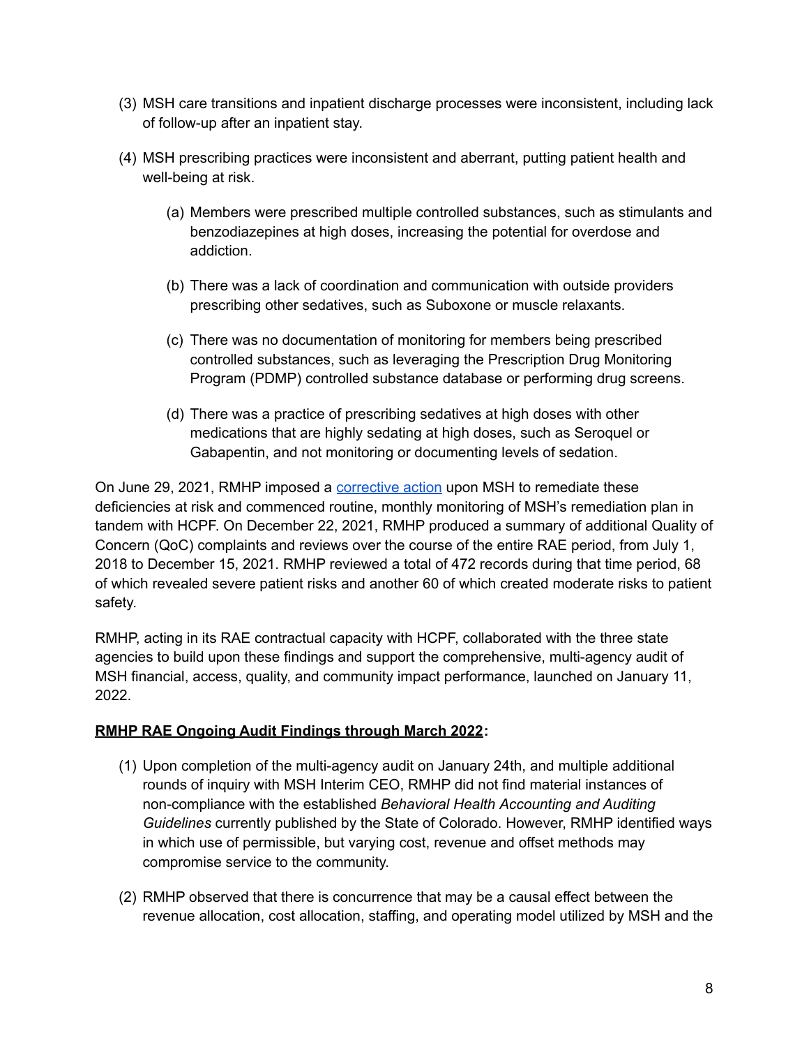(3) MSH care transitions and inpatient discharge processes were inconsistent, including lack of follow-up after an inpatient stay.

(4) MSH prescribing practices were inconsistent and aberrant, putting patient health and well-being at risk.

   (a) Members were prescribed multiple controlled substances, such as stimulants and benzodiazepines at high doses, increasing the potential for overdose and addiction.

   (b) There was a lack of coordination and communication with outside providers prescribing other sedatives, such as Suboxone or muscle relaxants.

   (c) There was no documentation of monitoring for members being prescribed controlled substances, such as leveraging the Prescription Drug Monitoring Program (PDMP) controlled substance database or performing drug screens.

   (d) There was a practice of prescribing sedatives at high doses with other medications that are highly sedating at high doses, such as Seroquel or Gabapentin, and not monitoring or documenting levels of sedation.

On June 29, 2021, RMHP imposed a corrective action upon MSH to remediate these deficiencies at risk and commenced routine, monthly monitoring of MSH's remediation plan in tandem with HCPF. On December 22, 2021, RMHP produced a summary of additional Quality of Concern (QoC) complaints and reviews over the course of the entire RAE period, from July 1, 2018 to December 15, 2021. RMHP reviewed a total of 472 records during that time period, 68 of which revealed severe patient risks and another 60 of which created moderate risks to patient safety.

RMHP, acting in its RAE contractual capacity with HCPF, collaborated with the three state agencies to build upon these findings and support the comprehensive, multi-agency audit of MSH financial, access, quality, and community impact performance, launched on January 11, 2022.

**RMHP RAE Ongoing Audit Findings through March 2022:**

(1) Upon completion of the multi-agency audit on January 24th, and multiple additional rounds of inquiry with MSH Interim CEO, RMHP did not find material instances of non-compliance with the established *Behavioral Health Accounting and Auditing Guidelines* currently published by the State of Colorado. However, RMHP identified ways in which use of permissible, but varying cost, revenue and offset methods may compromise service to the community.

(2) RMHP observed that there is concurrence that may be a causal effect between the revenue allocation, cost allocation, staffing, and operating model utilized by MSH and the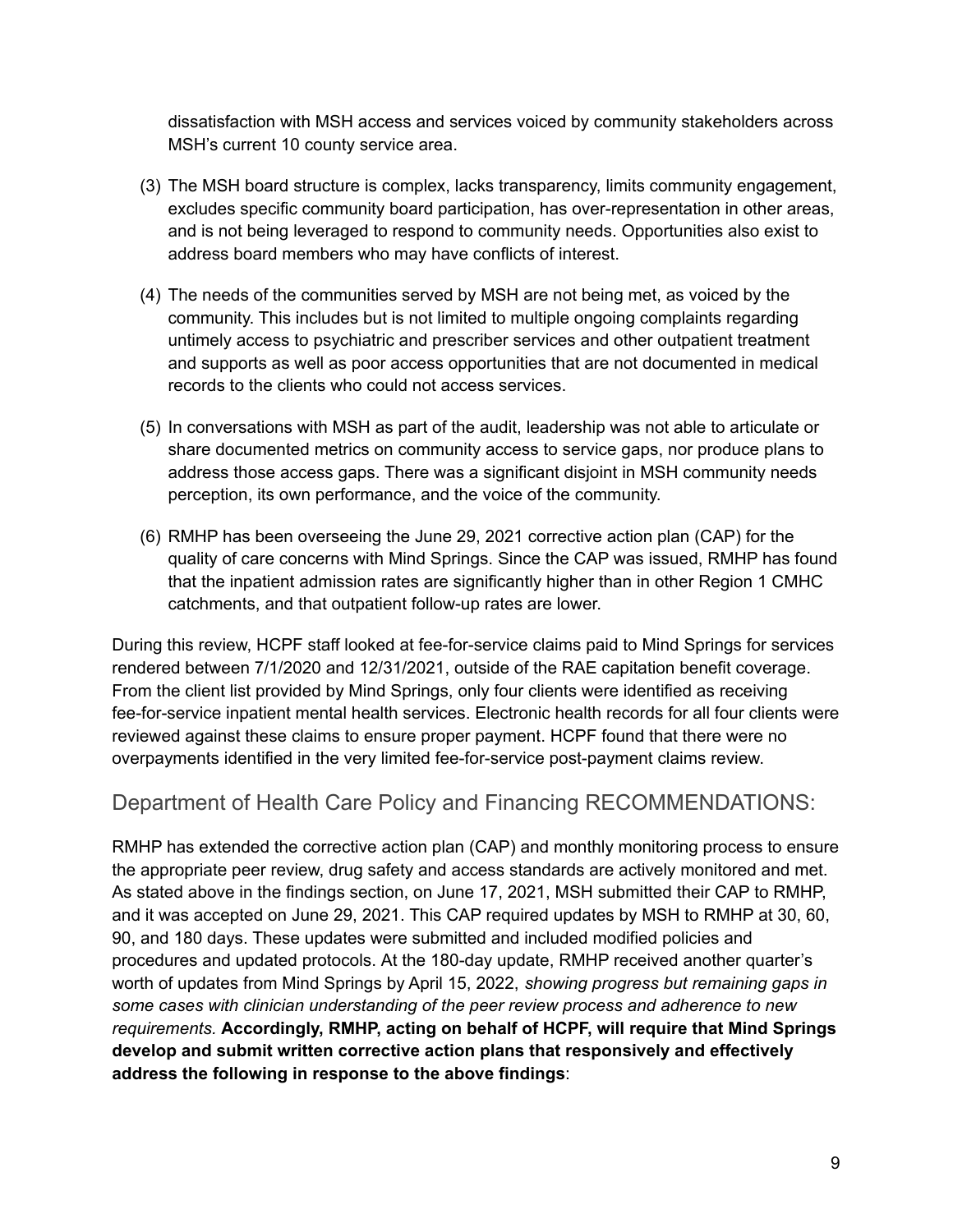dissatisfaction with MSH access and services voiced by community stakeholders across MSH's current 10 county service area.

(3) The MSH board structure is complex, lacks transparency, limits community engagement, excludes specific community board participation, has over-representation in other areas, and is not being leveraged to respond to community needs. Opportunities also exist to address board members who may have conflicts of interest.

(4) The needs of the communities served by MSH are not being met, as voiced by the community. This includes but is not limited to multiple ongoing complaints regarding untimely access to psychiatric and prescriber services and other outpatient treatment and supports as well as poor access opportunities that are not documented in medical records to the clients who could not access services.

(5) In conversations with MSH as part of the audit, leadership was not able to articulate or share documented metrics on community access to service gaps, nor produce plans to address those access gaps. There was a significant disjoint in MSH community needs perception, its own performance, and the voice of the community.

(6) RMHP has been overseeing the June 29, 2021 corrective action plan (CAP) for the quality of care concerns with Mind Springs. Since the CAP was issued, RMHP has found that the inpatient admission rates are significantly higher than in other Region 1 CMHC catchments, and that outpatient follow-up rates are lower.

During this review, HCPF staff looked at fee-for-service claims paid to Mind Springs for services rendered between 7/1/2020 and 12/31/2021, outside of the RAE capitation benefit coverage. From the client list provided by Mind Springs, only four clients were identified as receiving fee-for-service inpatient mental health services. Electronic health records for all four clients were reviewed against these claims to ensure proper payment. HCPF found that there were no overpayments identified in the very limited fee-for-service post-payment claims review.

## Department of Health Care Policy and Financing RECOMMENDATIONS:

RMHP has extended the corrective action plan (CAP) and monthly monitoring process to ensure the appropriate peer review, drug safety and access standards are actively monitored and met. As stated above in the findings section, on June 17, 2021, MSH submitted their CAP to RMHP, and it was accepted on June 29, 2021. This CAP required updates by MSH to RMHP at 30, 60, 90, and 180 days. These updates were submitted and included modified policies and procedures and updated protocols. At the 180-day update, RMHP received another quarter's worth of updates from Mind Springs by April 15, 2022, *showing progress but remaining gaps in some cases with clinician understanding of the peer review process and adherence to new requirements.* **Accordingly, RMHP, acting on behalf of HCPF, will require that Mind Springs develop and submit written corrective action plans that responsively and effectively address the following in response to the above findings**: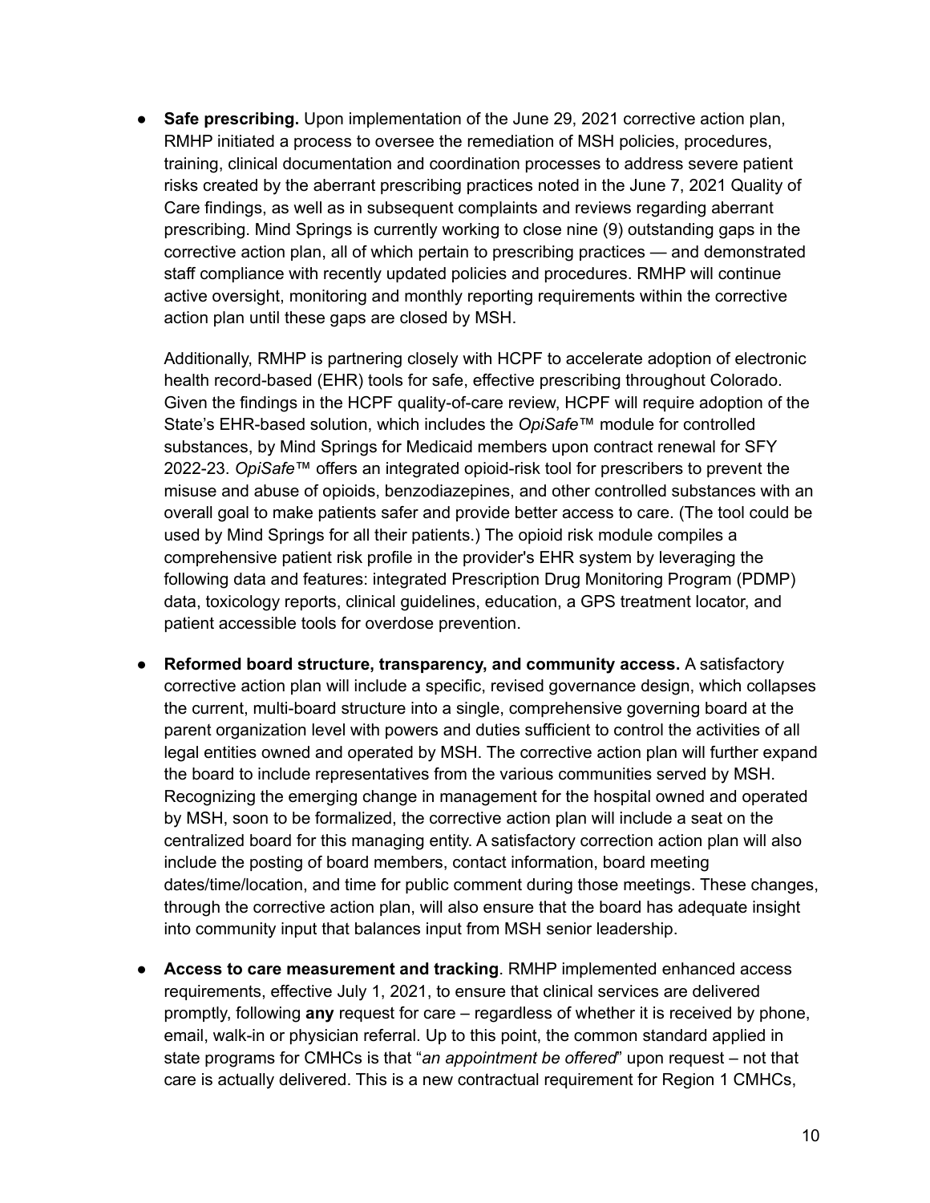- **Safe prescribing.** Upon implementation of the June 29, 2021 corrective action plan, RMHP initiated a process to oversee the remediation of MSH policies, procedures, training, clinical documentation and coordination processes to address severe patient risks created by the aberrant prescribing practices noted in the June 7, 2021 Quality of Care findings, as well as in subsequent complaints and reviews regarding aberrant prescribing. Mind Springs is currently working to close nine (9) outstanding gaps in the corrective action plan, all of which pertain to prescribing practices — and demonstrated staff compliance with recently updated policies and procedures. RMHP will continue active oversight, monitoring and monthly reporting requirements within the corrective action plan until these gaps are closed by MSH.

  Additionally, RMHP is partnering closely with HCPF to accelerate adoption of electronic health record-based (EHR) tools for safe, effective prescribing throughout Colorado. Given the findings in the HCPF quality-of-care review, HCPF will require adoption of the State's EHR-based solution, which includes the *OpiSafe™* module for controlled substances, by Mind Springs for Medicaid members upon contract renewal for SFY 2022-23. *OpiSafe™* offers an integrated opioid-risk tool for prescribers to prevent the misuse and abuse of opioids, benzodiazepines, and other controlled substances with an overall goal to make patients safer and provide better access to care. (The tool could be used by Mind Springs for all their patients.) The opioid risk module compiles a comprehensive patient risk profile in the provider's EHR system by leveraging the following data and features: integrated Prescription Drug Monitoring Program (PDMP) data, toxicology reports, clinical guidelines, education, a GPS treatment locator, and patient accessible tools for overdose prevention.

- **Reformed board structure, transparency, and community access.** A satisfactory corrective action plan will include a specific, revised governance design, which collapses the current, multi-board structure into a single, comprehensive governing board at the parent organization level with powers and duties sufficient to control the activities of all legal entities owned and operated by MSH. The corrective action plan will further expand the board to include representatives from the various communities served by MSH. Recognizing the emerging change in management for the hospital owned and operated by MSH, soon to be formalized, the corrective action plan will include a seat on the centralized board for this managing entity. A satisfactory correction action plan will also include the posting of board members, contact information, board meeting dates/time/location, and time for public comment during those meetings. These changes, through the corrective action plan, will also ensure that the board has adequate insight into community input that balances input from MSH senior leadership.

- **Access to care measurement and tracking**. RMHP implemented enhanced access requirements, effective July 1, 2021, to ensure that clinical services are delivered promptly, following **any** request for care – regardless of whether it is received by phone, email, walk-in or physician referral. Up to this point, the common standard applied in state programs for CMHCs is that "*an appointment be offered*" upon request – not that care is actually delivered. This is a new contractual requirement for Region 1 CMHCs,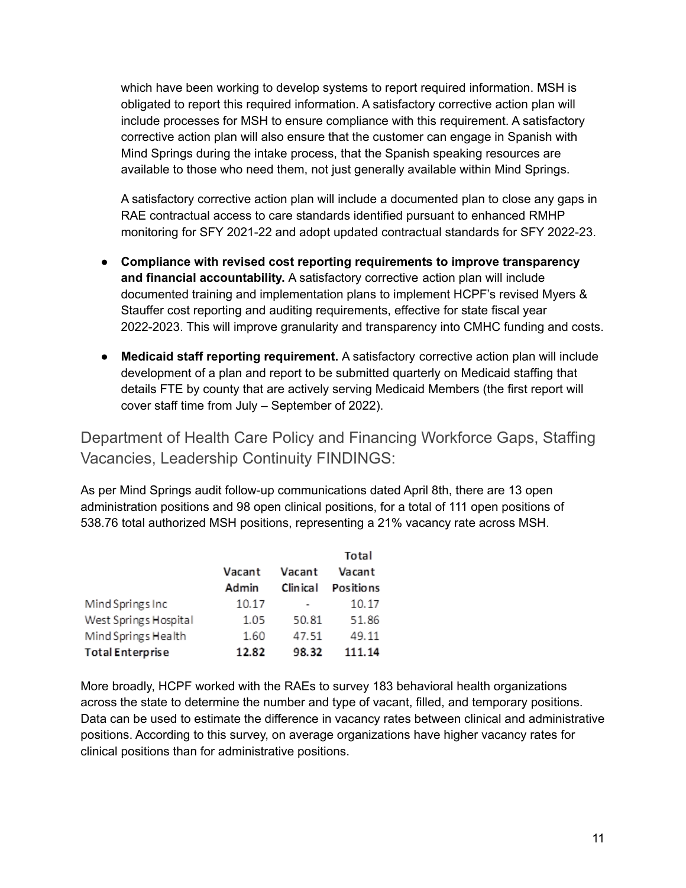which have been working to develop systems to report required information. MSH is obligated to report this required information. A satisfactory corrective action plan will include processes for MSH to ensure compliance with this requirement. A satisfactory corrective action plan will also ensure that the customer can engage in Spanish with Mind Springs during the intake process, that the Spanish speaking resources are available to those who need them, not just generally available within Mind Springs.

A satisfactory corrective action plan will include a documented plan to close any gaps in RAE contractual access to care standards identified pursuant to enhanced RMHP monitoring for SFY 2021-22 and adopt updated contractual standards for SFY 2022-23.

- **Compliance with revised cost reporting requirements to improve transparency and financial accountability.** A satisfactory corrective action plan will include documented training and implementation plans to implement HCPF's revised Myers & Stauffer cost reporting and auditing requirements, effective for state fiscal year 2022-2023. This will improve granularity and transparency into CMHC funding and costs.
- **Medicaid staff reporting requirement.** A satisfactory corrective action plan will include development of a plan and report to be submitted quarterly on Medicaid staffing that details FTE by county that are actively serving Medicaid Members (the first report will cover staff time from July – September of 2022).

## Department of Health Care Policy and Financing Workforce Gaps, Staffing Vacancies, Leadership Continuity FINDINGS:

As per Mind Springs audit follow-up communications dated April 8th, there are 13 open administration positions and 98 open clinical positions, for a total of 111 open positions of 538.76 total authorized MSH positions, representing a 21% vacancy rate across MSH.

| | Vacant Admin | Vacant Clinical | Total Vacant Positions |
|---|---|---|---|
| Mind Springs Inc | 10.17 | - | 10.17 |
| West Springs Hospital | 1.05 | 50.81 | 51.86 |
| Mind Springs Health | 1.60 | 47.51 | 49.11 |
| **Total Enterprise** | **12.82** | **98.32** | **111.14** |

More broadly, HCPF worked with the RAEs to survey 183 behavioral health organizations across the state to determine the number and type of vacant, filled, and temporary positions. Data can be used to estimate the difference in vacancy rates between clinical and administrative positions. According to this survey, on average organizations have higher vacancy rates for clinical positions than for administrative positions.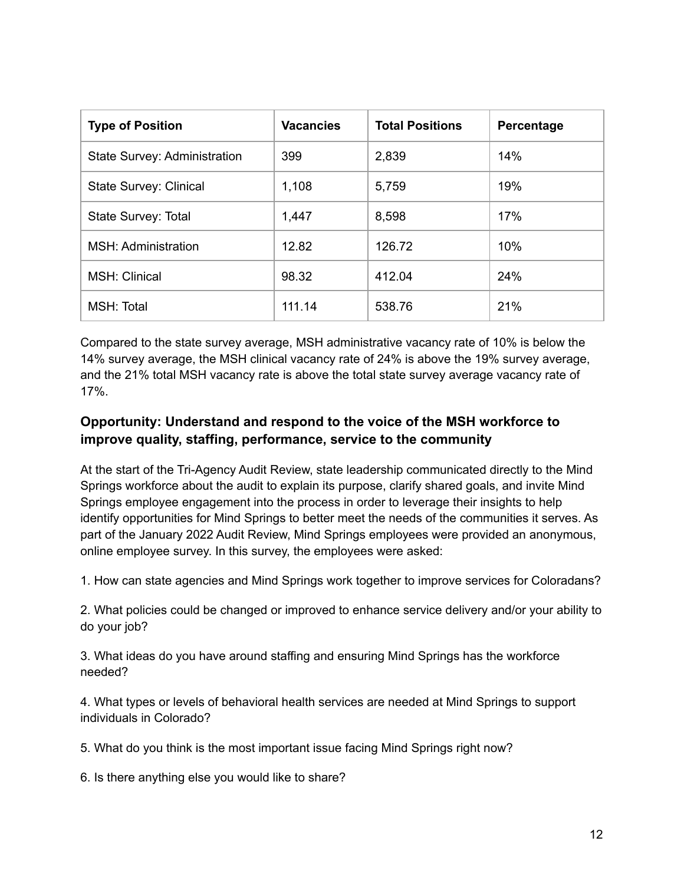| Type of Position | Vacancies | Total Positions | Percentage |
|---|---|---|---|
| State Survey: Administration | 399 | 2,839 | 14% |
| State Survey: Clinical | 1,108 | 5,759 | 19% |
| State Survey: Total | 1,447 | 8,598 | 17% |
| MSH: Administration | 12.82 | 126.72 | 10% |
| MSH: Clinical | 98.32 | 412.04 | 24% |
| MSH: Total | 111.14 | 538.76 | 21% |

Compared to the state survey average, MSH administrative vacancy rate of 10% is below the 14% survey average, the MSH clinical vacancy rate of 24% is above the 19% survey average, and the 21% total MSH vacancy rate is above the total state survey average vacancy rate of 17%.

### Opportunity: Understand and respond to the voice of the MSH workforce to improve quality, staffing, performance, service to the community

At the start of the Tri-Agency Audit Review, state leadership communicated directly to the Mind Springs workforce about the audit to explain its purpose, clarify shared goals, and invite Mind Springs employee engagement into the process in order to leverage their insights to help identify opportunities for Mind Springs to better meet the needs of the communities it serves. As part of the January 2022 Audit Review, Mind Springs employees were provided an anonymous, online employee survey. In this survey, the employees were asked:

1. How can state agencies and Mind Springs work together to improve services for Coloradans?

2. What policies could be changed or improved to enhance service delivery and/or your ability to do your job?

3. What ideas do you have around staffing and ensuring Mind Springs has the workforce needed?

4. What types or levels of behavioral health services are needed at Mind Springs to support individuals in Colorado?

5. What do you think is the most important issue facing Mind Springs right now?

6. Is there anything else you would like to share?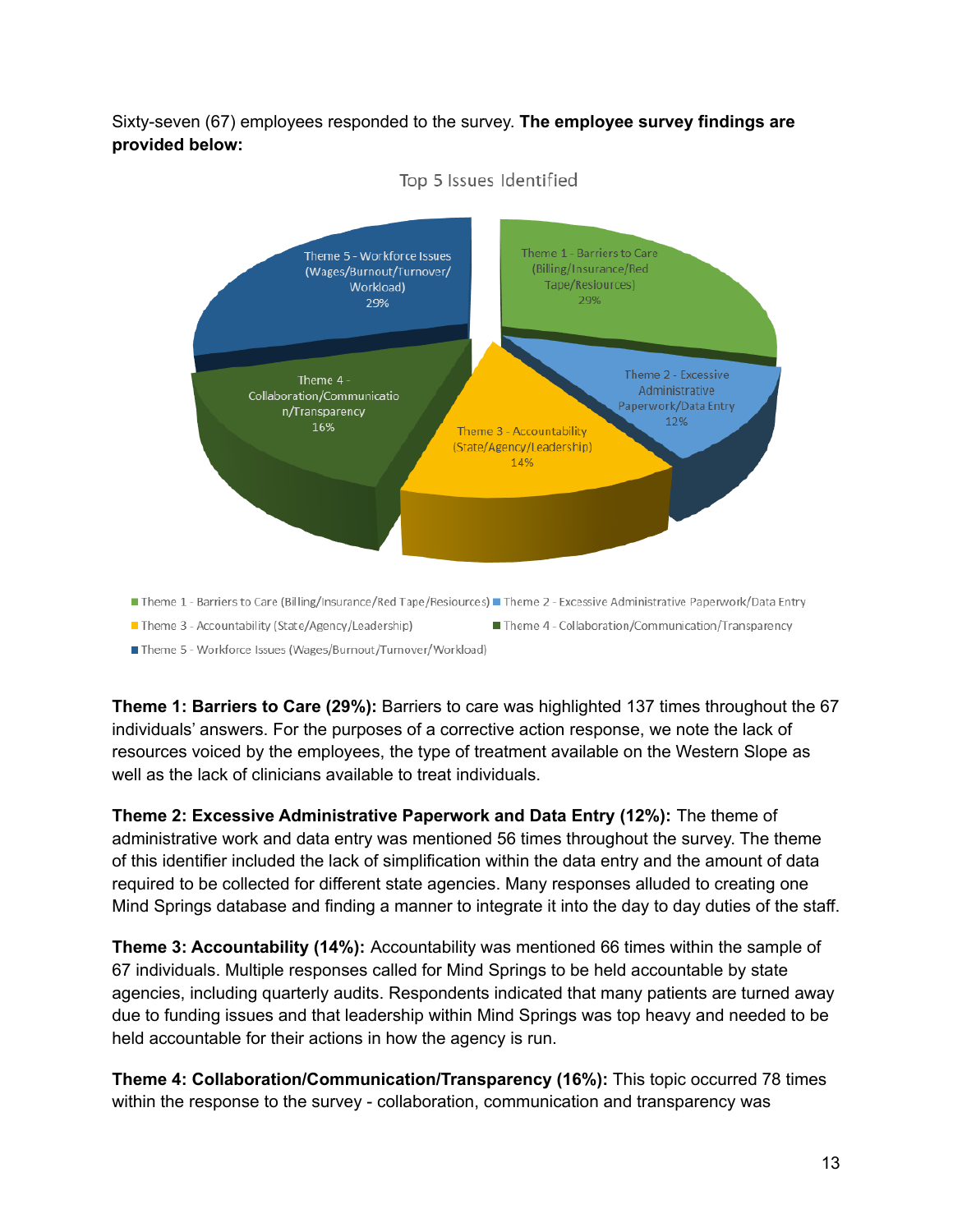Sixty-seven (67) employees responded to the survey. **The employee survey findings are provided below:**

Top 5 Issues Identified

- Theme 1 - Barriers to Care (Billing/Insurance/Red Tape/Resources) 29%
- Theme 2 - Excessive Administrative Paperwork/Data Entry 12%
- Theme 3 - Accountability (State/Agency/Leadership) 14%
- Theme 4 - Collaboration/Communication/Transparency 16%
- Theme 5 - Workforce Issues (Wages/Burnout/Turnover/Workload) 29%

**Theme 1: Barriers to Care (29%):** Barriers to care was highlighted 137 times throughout the 67 individuals' answers. For the purposes of a corrective action response, we note the lack of resources voiced by the employees, the type of treatment available on the Western Slope as well as the lack of clinicians available to treat individuals.

**Theme 2: Excessive Administrative Paperwork and Data Entry (12%):** The theme of administrative work and data entry was mentioned 56 times throughout the survey. The theme of this identifier included the lack of simplification within the data entry and the amount of data required to be collected for different state agencies. Many responses alluded to creating one Mind Springs database and finding a manner to integrate it into the day to day duties of the staff.

**Theme 3: Accountability (14%):** Accountability was mentioned 66 times within the sample of 67 individuals. Multiple responses called for Mind Springs to be held accountable by state agencies, including quarterly audits. Respondents indicated that many patients are turned away due to funding issues and that leadership within Mind Springs was top heavy and needed to be held accountable for their actions in how the agency is run.

**Theme 4: Collaboration/Communication/Transparency (16%):** This topic occurred 78 times within the response to the survey - collaboration, communication and transparency was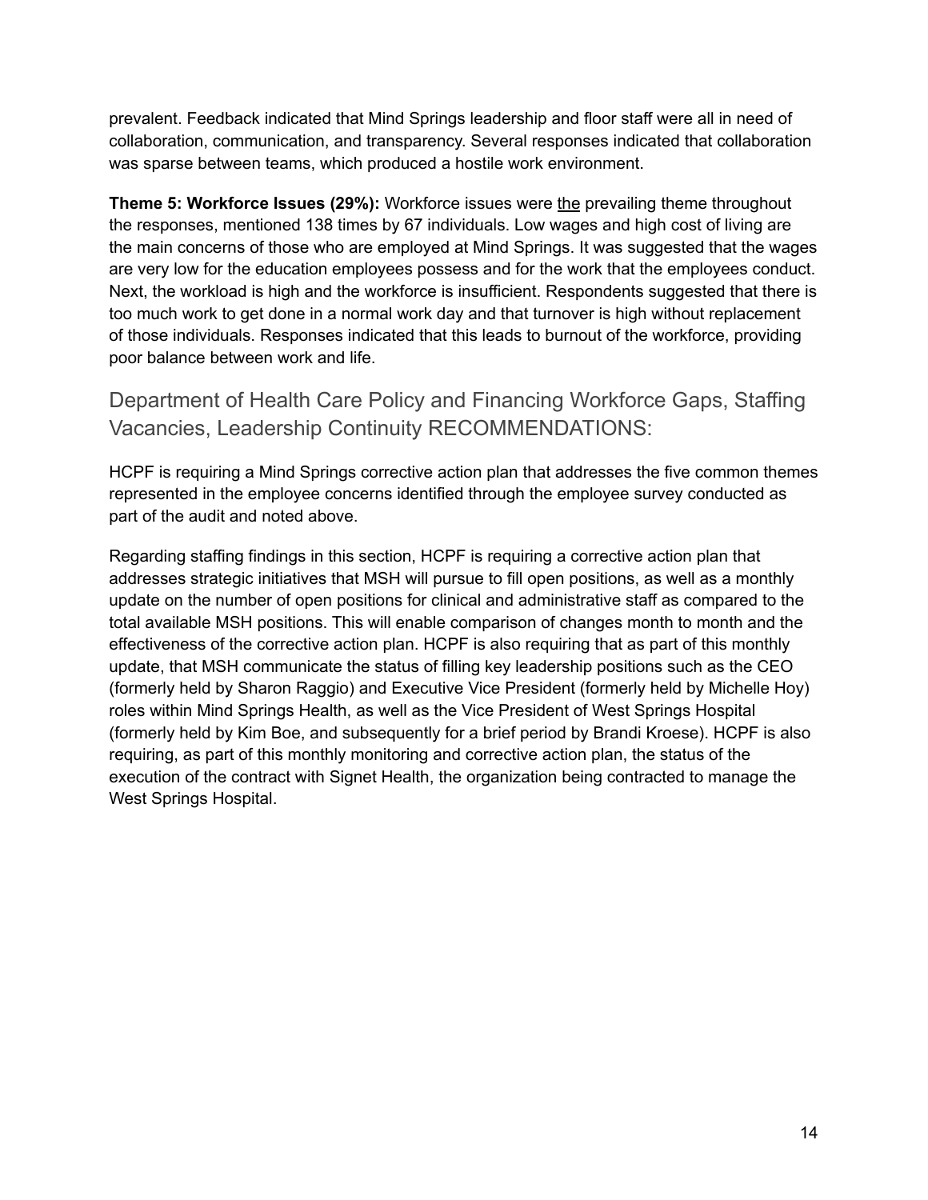prevalent. Feedback indicated that Mind Springs leadership and floor staff were all in need of collaboration, communication, and transparency. Several responses indicated that collaboration was sparse between teams, which produced a hostile work environment.

**Theme 5: Workforce Issues (29%):** Workforce issues were <u>the</u> prevailing theme throughout the responses, mentioned 138 times by 67 individuals. Low wages and high cost of living are the main concerns of those who are employed at Mind Springs. It was suggested that the wages are very low for the education employees possess and for the work that the employees conduct. Next, the workload is high and the workforce is insufficient. Respondents suggested that there is too much work to get done in a normal work day and that turnover is high without replacement of those individuals. Responses indicated that this leads to burnout of the workforce, providing poor balance between work and life.

## Department of Health Care Policy and Financing Workforce Gaps, Staffing Vacancies, Leadership Continuity RECOMMENDATIONS:

HCPF is requiring a Mind Springs corrective action plan that addresses the five common themes represented in the employee concerns identified through the employee survey conducted as part of the audit and noted above.

Regarding staffing findings in this section, HCPF is requiring a corrective action plan that addresses strategic initiatives that MSH will pursue to fill open positions, as well as a monthly update on the number of open positions for clinical and administrative staff as compared to the total available MSH positions. This will enable comparison of changes month to month and the effectiveness of the corrective action plan. HCPF is also requiring that as part of this monthly update, that MSH communicate the status of filling key leadership positions such as the CEO (formerly held by Sharon Raggio) and Executive Vice President (formerly held by Michelle Hoy) roles within Mind Springs Health, as well as the Vice President of West Springs Hospital (formerly held by Kim Boe, and subsequently for a brief period by Brandi Kroese). HCPF is also requiring, as part of this monthly monitoring and corrective action plan, the status of the execution of the contract with Signet Health, the organization being contracted to manage the West Springs Hospital.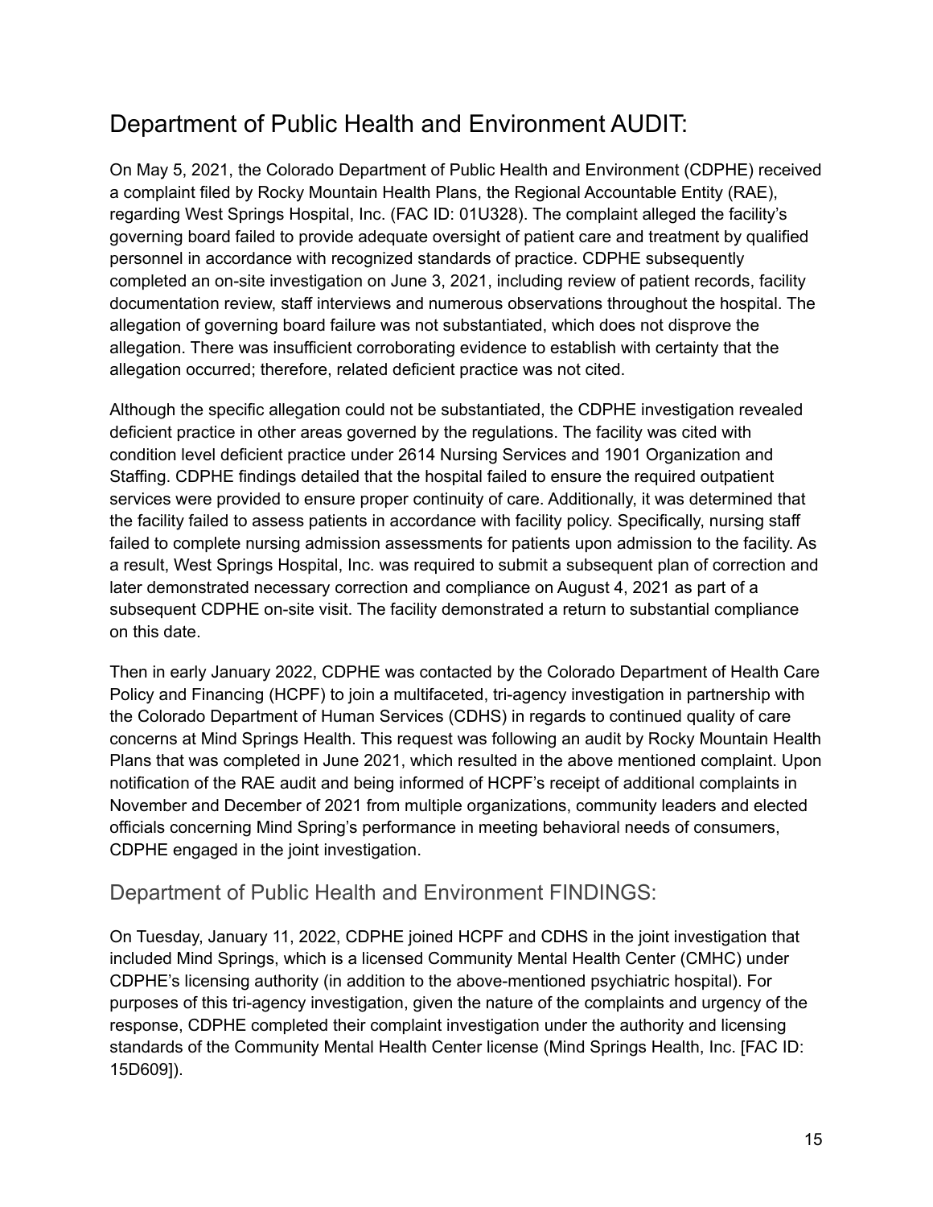## Department of Public Health and Environment AUDIT:

On May 5, 2021, the Colorado Department of Public Health and Environment (CDPHE) received a complaint filed by Rocky Mountain Health Plans, the Regional Accountable Entity (RAE), regarding West Springs Hospital, Inc. (FAC ID: 01U328). The complaint alleged the facility's governing board failed to provide adequate oversight of patient care and treatment by qualified personnel in accordance with recognized standards of practice. CDPHE subsequently completed an on-site investigation on June 3, 2021, including review of patient records, facility documentation review, staff interviews and numerous observations throughout the hospital. The allegation of governing board failure was not substantiated, which does not disprove the allegation. There was insufficient corroborating evidence to establish with certainty that the allegation occurred; therefore, related deficient practice was not cited.

Although the specific allegation could not be substantiated, the CDPHE investigation revealed deficient practice in other areas governed by the regulations. The facility was cited with condition level deficient practice under 2614 Nursing Services and 1901 Organization and Staffing. CDPHE findings detailed that the hospital failed to ensure the required outpatient services were provided to ensure proper continuity of care. Additionally, it was determined that the facility failed to assess patients in accordance with facility policy. Specifically, nursing staff failed to complete nursing admission assessments for patients upon admission to the facility. As a result, West Springs Hospital, Inc. was required to submit a subsequent plan of correction and later demonstrated necessary correction and compliance on August 4, 2021 as part of a subsequent CDPHE on-site visit. The facility demonstrated a return to substantial compliance on this date.

Then in early January 2022, CDPHE was contacted by the Colorado Department of Health Care Policy and Financing (HCPF) to join a multifaceted, tri-agency investigation in partnership with the Colorado Department of Human Services (CDHS) in regards to continued quality of care concerns at Mind Springs Health. This request was following an audit by Rocky Mountain Health Plans that was completed in June 2021, which resulted in the above mentioned complaint. Upon notification of the RAE audit and being informed of HCPF's receipt of additional complaints in November and December of 2021 from multiple organizations, community leaders and elected officials concerning Mind Spring's performance in meeting behavioral needs of consumers, CDPHE engaged in the joint investigation.

### Department of Public Health and Environment FINDINGS:

On Tuesday, January 11, 2022, CDPHE joined HCPF and CDHS in the joint investigation that included Mind Springs, which is a licensed Community Mental Health Center (CMHC) under CDPHE's licensing authority (in addition to the above-mentioned psychiatric hospital). For purposes of this tri-agency investigation, given the nature of the complaints and urgency of the response, CDPHE completed their complaint investigation under the authority and licensing standards of the Community Mental Health Center license (Mind Springs Health, Inc. [FAC ID: 15D609]).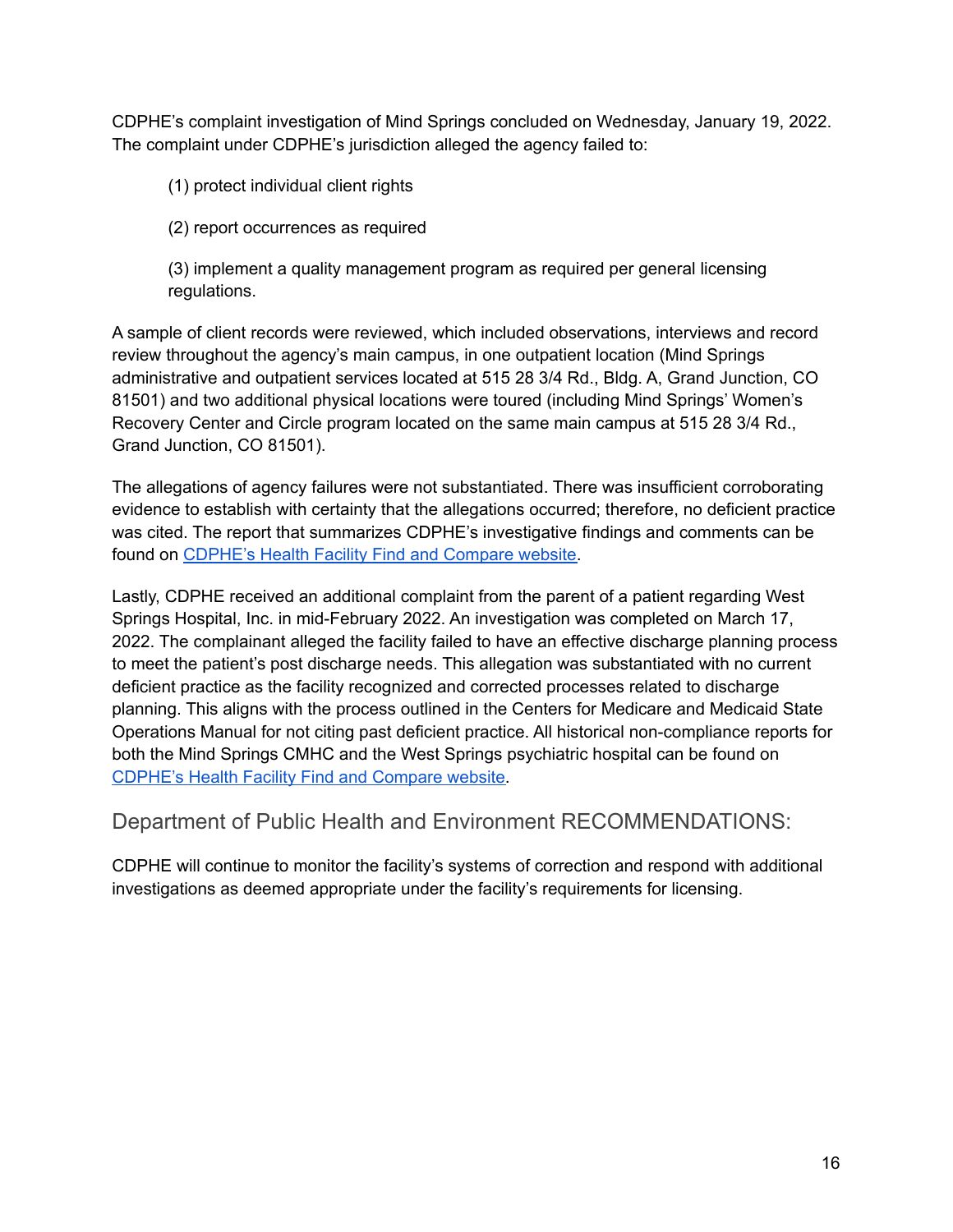CDPHE's complaint investigation of Mind Springs concluded on Wednesday, January 19, 2022. The complaint under CDPHE's jurisdiction alleged the agency failed to:

(1) protect individual client rights

(2) report occurrences as required

(3) implement a quality management program as required per general licensing regulations.

A sample of client records were reviewed, which included observations, interviews and record review throughout the agency's main campus, in one outpatient location (Mind Springs administrative and outpatient services located at 515 28 3/4 Rd., Bldg. A, Grand Junction, CO 81501) and two additional physical locations were toured (including Mind Springs' Women's Recovery Center and Circle program located on the same main campus at 515 28 3/4 Rd., Grand Junction, CO 81501).

The allegations of agency failures were not substantiated. There was insufficient corroborating evidence to establish with certainty that the allegations occurred; therefore, no deficient practice was cited. The report that summarizes CDPHE's investigative findings and comments can be found on [CDPHE's Health Facility Find and Compare website](#).

Lastly, CDPHE received an additional complaint from the parent of a patient regarding West Springs Hospital, Inc. in mid-February 2022. An investigation was completed on March 17, 2022. The complainant alleged the facility failed to have an effective discharge planning process to meet the patient's post discharge needs. This allegation was substantiated with no current deficient practice as the facility recognized and corrected processes related to discharge planning. This aligns with the process outlined in the Centers for Medicare and Medicaid State Operations Manual for not citing past deficient practice. All historical non-compliance reports for both the Mind Springs CMHC and the West Springs psychiatric hospital can be found on [CDPHE's Health Facility Find and Compare website](#).

## Department of Public Health and Environment RECOMMENDATIONS:

CDPHE will continue to monitor the facility's systems of correction and respond with additional investigations as deemed appropriate under the facility's requirements for licensing.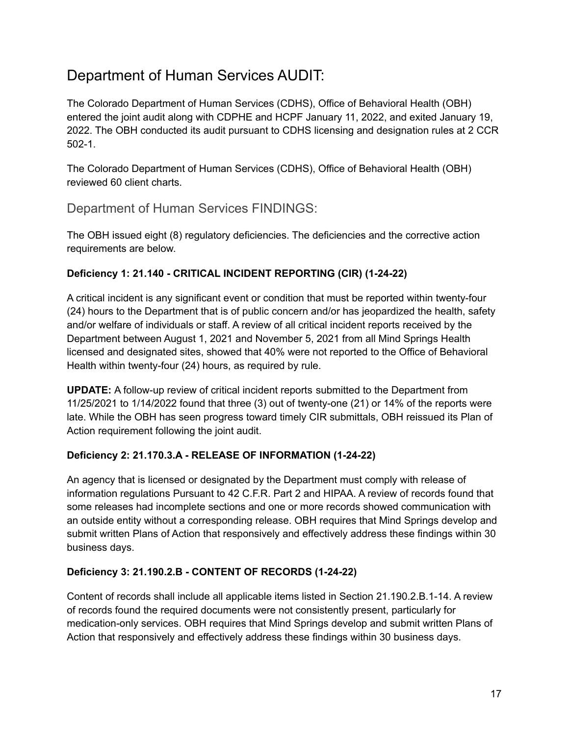## Department of Human Services AUDIT:

The Colorado Department of Human Services (CDHS), Office of Behavioral Health (OBH) entered the joint audit along with CDPHE and HCPF January 11, 2022, and exited January 19, 2022. The OBH conducted its audit pursuant to CDHS licensing and designation rules at 2 CCR 502-1.

The Colorado Department of Human Services (CDHS), Office of Behavioral Health (OBH) reviewed 60 client charts.

### Department of Human Services FINDINGS:

The OBH issued eight (8) regulatory deficiencies. The deficiencies and the corrective action requirements are below.

**Deficiency 1: 21.140 - CRITICAL INCIDENT REPORTING (CIR) (1-24-22)**

A critical incident is any significant event or condition that must be reported within twenty-four (24) hours to the Department that is of public concern and/or has jeopardized the health, safety and/or welfare of individuals or staff. A review of all critical incident reports received by the Department between August 1, 2021 and November 5, 2021 from all Mind Springs Health licensed and designated sites, showed that 40% were not reported to the Office of Behavioral Health within twenty-four (24) hours, as required by rule.

**UPDATE:** A follow-up review of critical incident reports submitted to the Department from 11/25/2021 to 1/14/2022 found that three (3) out of twenty-one (21) or 14% of the reports were late. While the OBH has seen progress toward timely CIR submittals, OBH reissued its Plan of Action requirement following the joint audit.

**Deficiency 2: 21.170.3.A - RELEASE OF INFORMATION (1-24-22)**

An agency that is licensed or designated by the Department must comply with release of information regulations Pursuant to 42 C.F.R. Part 2 and HIPAA. A review of records found that some releases had incomplete sections and one or more records showed communication with an outside entity without a corresponding release. OBH requires that Mind Springs develop and submit written Plans of Action that responsively and effectively address these findings within 30 business days.

**Deficiency 3: 21.190.2.B - CONTENT OF RECORDS (1-24-22)**

Content of records shall include all applicable items listed in Section 21.190.2.B.1-14. A review of records found the required documents were not consistently present, particularly for medication-only services. OBH requires that Mind Springs develop and submit written Plans of Action that responsively and effectively address these findings within 30 business days.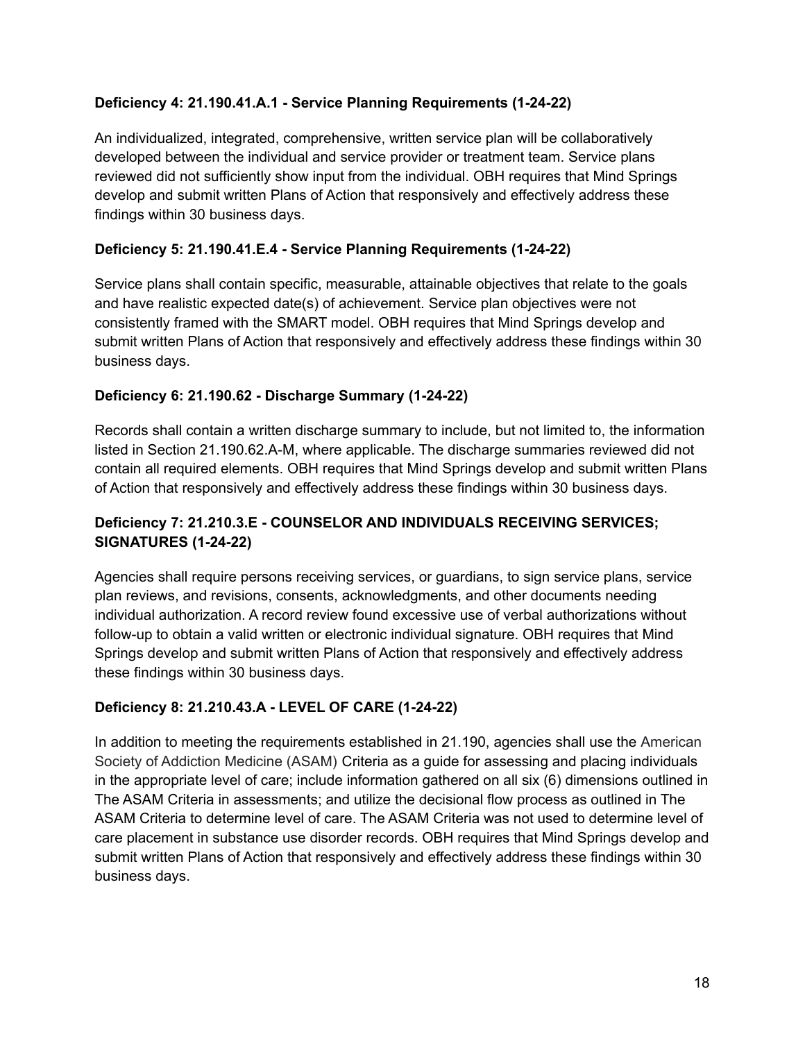**Deficiency 4: 21.190.41.A.1 - Service Planning Requirements (1-24-22)**

An individualized, integrated, comprehensive, written service plan will be collaboratively developed between the individual and service provider or treatment team. Service plans reviewed did not sufficiently show input from the individual. OBH requires that Mind Springs develop and submit written Plans of Action that responsively and effectively address these findings within 30 business days.

**Deficiency 5: 21.190.41.E.4 - Service Planning Requirements (1-24-22)**

Service plans shall contain specific, measurable, attainable objectives that relate to the goals and have realistic expected date(s) of achievement. Service plan objectives were not consistently framed with the SMART model. OBH requires that Mind Springs develop and submit written Plans of Action that responsively and effectively address these findings within 30 business days.

**Deficiency 6: 21.190.62 - Discharge Summary (1-24-22)**

Records shall contain a written discharge summary to include, but not limited to, the information listed in Section 21.190.62.A-M, where applicable. The discharge summaries reviewed did not contain all required elements. OBH requires that Mind Springs develop and submit written Plans of Action that responsively and effectively address these findings within 30 business days.

**Deficiency 7: 21.210.3.E - COUNSELOR AND INDIVIDUALS RECEIVING SERVICES; SIGNATURES (1-24-22)**

Agencies shall require persons receiving services, or guardians, to sign service plans, service plan reviews, and revisions, consents, acknowledgments, and other documents needing individual authorization. A record review found excessive use of verbal authorizations without follow-up to obtain a valid written or electronic individual signature. OBH requires that Mind Springs develop and submit written Plans of Action that responsively and effectively address these findings within 30 business days.

**Deficiency 8: 21.210.43.A - LEVEL OF CARE (1-24-22)**

In addition to meeting the requirements established in 21.190, agencies shall use the American Society of Addiction Medicine (ASAM) Criteria as a guide for assessing and placing individuals in the appropriate level of care; include information gathered on all six (6) dimensions outlined in The ASAM Criteria in assessments; and utilize the decisional flow process as outlined in The ASAM Criteria to determine level of care. The ASAM Criteria was not used to determine level of care placement in substance use disorder records. OBH requires that Mind Springs develop and submit written Plans of Action that responsively and effectively address these findings within 30 business days.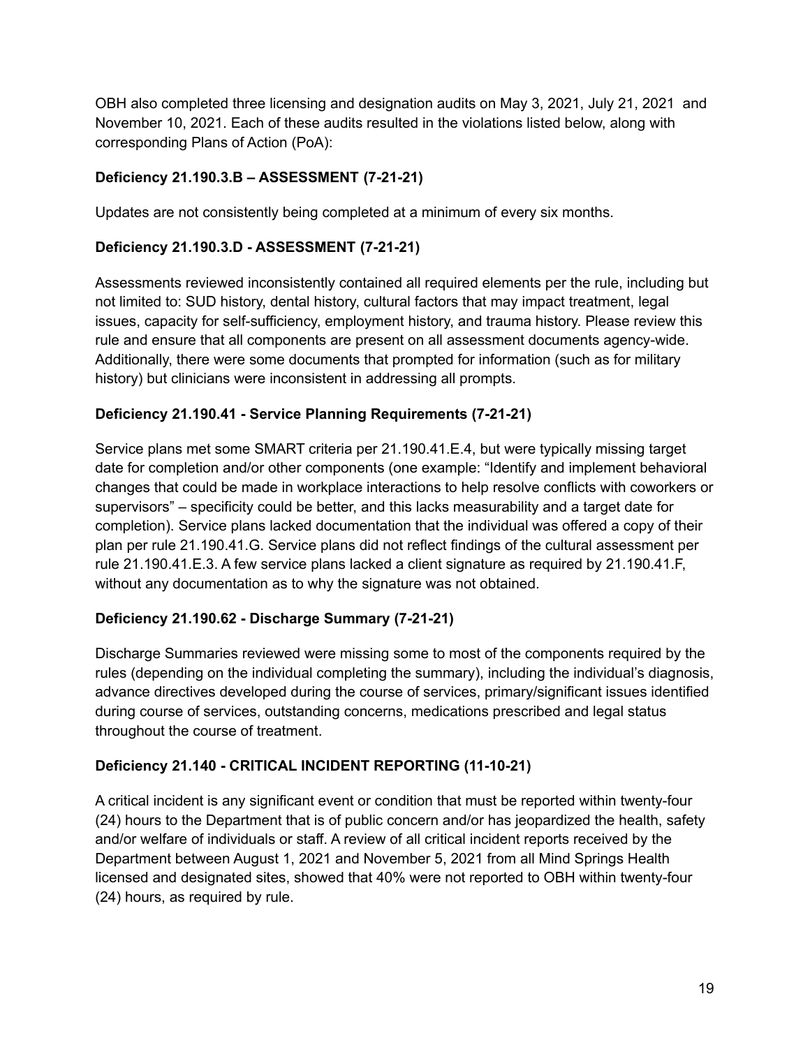OBH also completed three licensing and designation audits on May 3, 2021, July 21, 2021  and November 10, 2021. Each of these audits resulted in the violations listed below, along with corresponding Plans of Action (PoA):

**Deficiency 21.190.3.B – ASSESSMENT (7-21-21)**

Updates are not consistently being completed at a minimum of every six months.

**Deficiency 21.190.3.D - ASSESSMENT (7-21-21)**

Assessments reviewed inconsistently contained all required elements per the rule, including but not limited to: SUD history, dental history, cultural factors that may impact treatment, legal issues, capacity for self-sufficiency, employment history, and trauma history. Please review this rule and ensure that all components are present on all assessment documents agency-wide. Additionally, there were some documents that prompted for information (such as for military history) but clinicians were inconsistent in addressing all prompts.

**Deficiency 21.190.41 - Service Planning Requirements (7-21-21)**

Service plans met some SMART criteria per 21.190.41.E.4, but were typically missing target date for completion and/or other components (one example: "Identify and implement behavioral changes that could be made in workplace interactions to help resolve conflicts with coworkers or supervisors" – specificity could be better, and this lacks measurability and a target date for completion). Service plans lacked documentation that the individual was offered a copy of their plan per rule 21.190.41.G. Service plans did not reflect findings of the cultural assessment per rule 21.190.41.E.3. A few service plans lacked a client signature as required by 21.190.41.F, without any documentation as to why the signature was not obtained.

**Deficiency 21.190.62 - Discharge Summary (7-21-21)**

Discharge Summaries reviewed were missing some to most of the components required by the rules (depending on the individual completing the summary), including the individual's diagnosis, advance directives developed during the course of services, primary/significant issues identified during course of services, outstanding concerns, medications prescribed and legal status throughout the course of treatment.

**Deficiency 21.140 - CRITICAL INCIDENT REPORTING (11-10-21)**

A critical incident is any significant event or condition that must be reported within twenty-four (24) hours to the Department that is of public concern and/or has jeopardized the health, safety and/or welfare of individuals or staff. A review of all critical incident reports received by the Department between August 1, 2021 and November 5, 2021 from all Mind Springs Health licensed and designated sites, showed that 40% were not reported to OBH within twenty-four (24) hours, as required by rule.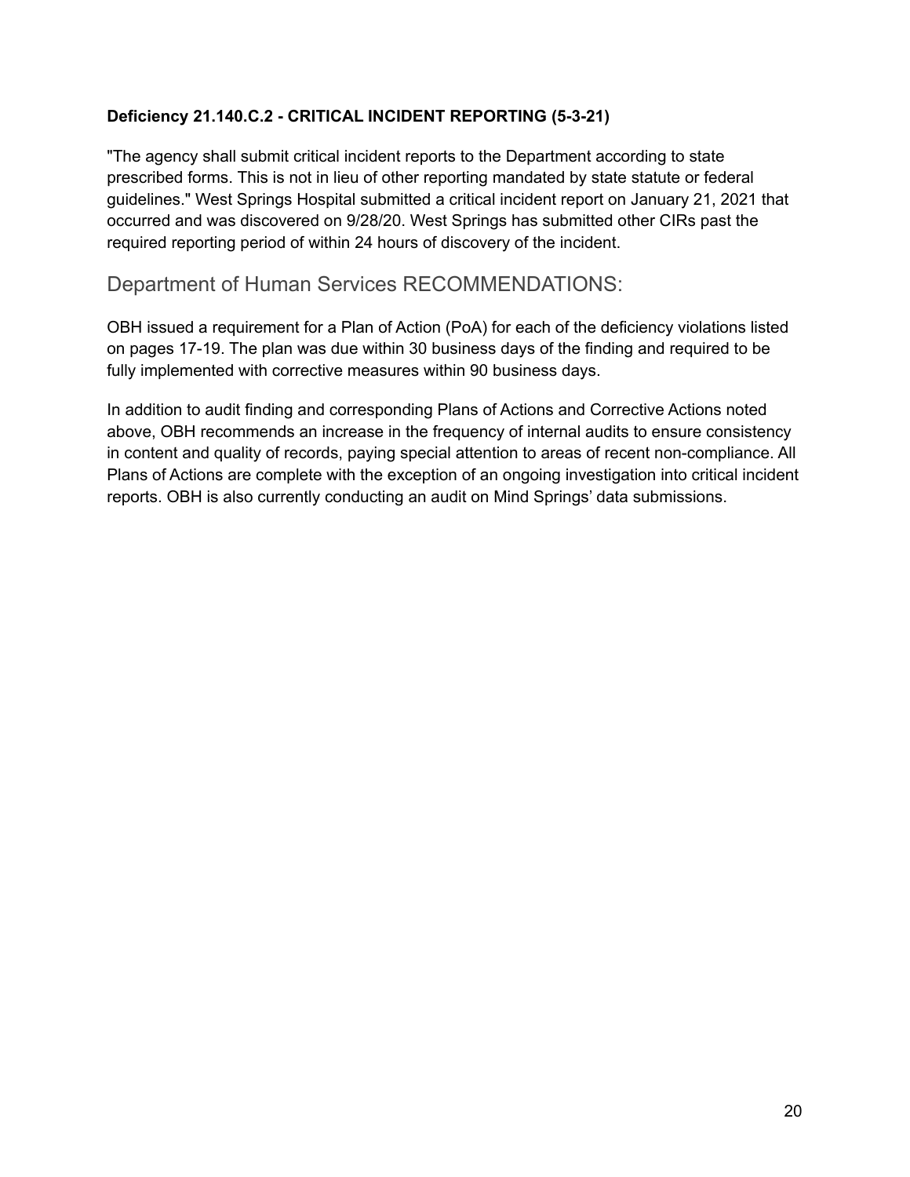**Deficiency 21.140.C.2 - CRITICAL INCIDENT REPORTING (5-3-21)**

"The agency shall submit critical incident reports to the Department according to state prescribed forms. This is not in lieu of other reporting mandated by state statute or federal guidelines." West Springs Hospital submitted a critical incident report on January 21, 2021 that occurred and was discovered on 9/28/20. West Springs has submitted other CIRs past the required reporting period of within 24 hours of discovery of the incident.

## Department of Human Services RECOMMENDATIONS:

OBH issued a requirement for a Plan of Action (PoA) for each of the deficiency violations listed on pages 17-19. The plan was due within 30 business days of the finding and required to be fully implemented with corrective measures within 90 business days.

In addition to audit finding and corresponding Plans of Actions and Corrective Actions noted above, OBH recommends an increase in the frequency of internal audits to ensure consistency in content and quality of records, paying special attention to areas of recent non-compliance. All Plans of Actions are complete with the exception of an ongoing investigation into critical incident reports. OBH is also currently conducting an audit on Mind Springs' data submissions.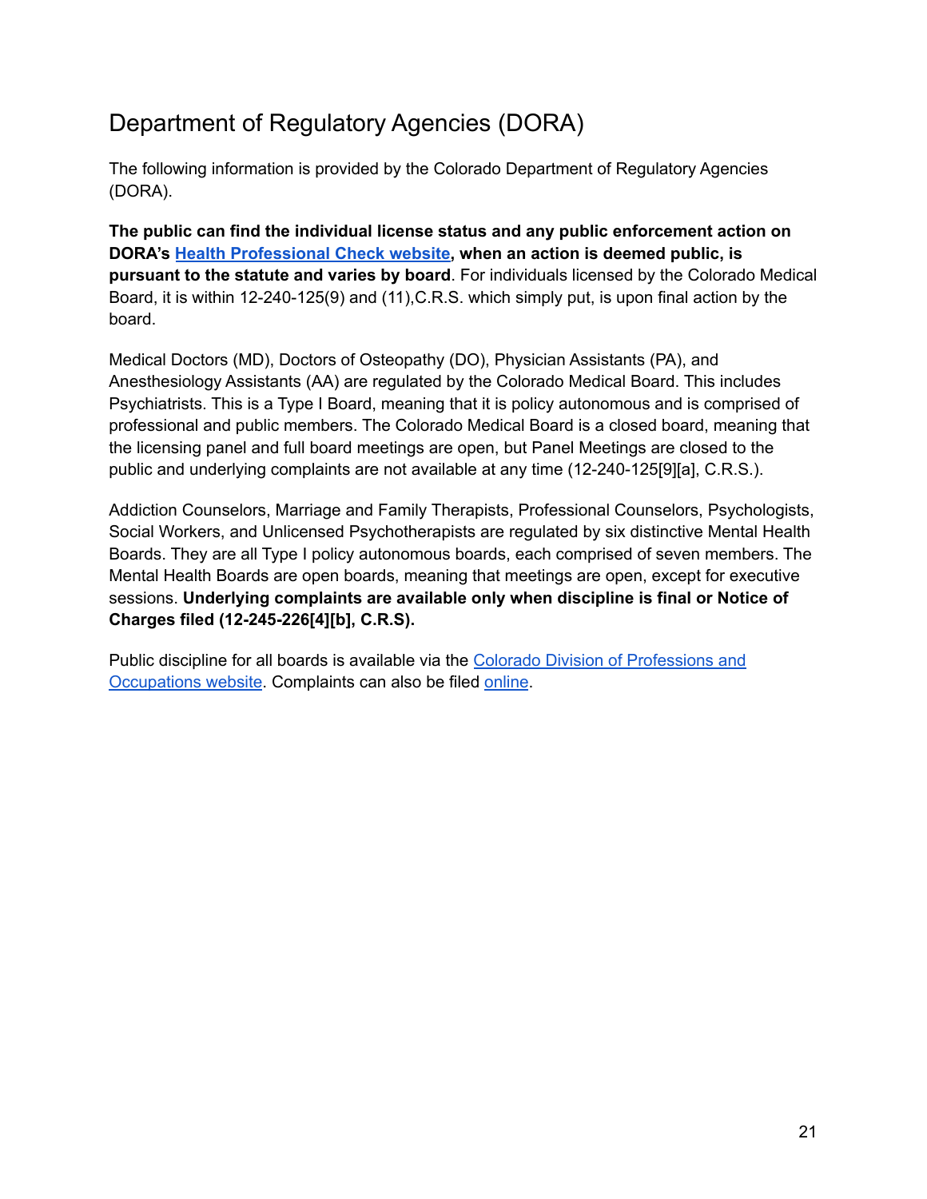## Department of Regulatory Agencies (DORA)

The following information is provided by the Colorado Department of Regulatory Agencies (DORA).

**The public can find the individual license status and any public enforcement action on DORA's [Health Professional Check website](), when an action is deemed public, is pursuant to the statute and varies by board**. For individuals licensed by the Colorado Medical Board, it is within 12-240-125(9) and (11),C.R.S. which simply put, is upon final action by the board.

Medical Doctors (MD), Doctors of Osteopathy (DO), Physician Assistants (PA), and Anesthesiology Assistants (AA) are regulated by the Colorado Medical Board. This includes Psychiatrists. This is a Type I Board, meaning that it is policy autonomous and is comprised of professional and public members. The Colorado Medical Board is a closed board, meaning that the licensing panel and full board meetings are open, but Panel Meetings are closed to the public and underlying complaints are not available at any time (12-240-125[9][a], C.R.S.).

Addiction Counselors, Marriage and Family Therapists, Professional Counselors, Psychologists, Social Workers, and Unlicensed Psychotherapists are regulated by six distinctive Mental Health Boards. They are all Type I policy autonomous boards, each comprised of seven members. The Mental Health Boards are open boards, meaning that meetings are open, except for executive sessions. **Underlying complaints are available only when discipline is final or Notice of Charges filed (12-245-226[4][b], C.R.S).**

Public discipline for all boards is available via the [Colorado Division of Professions and Occupations website](). Complaints can also be filed [online]().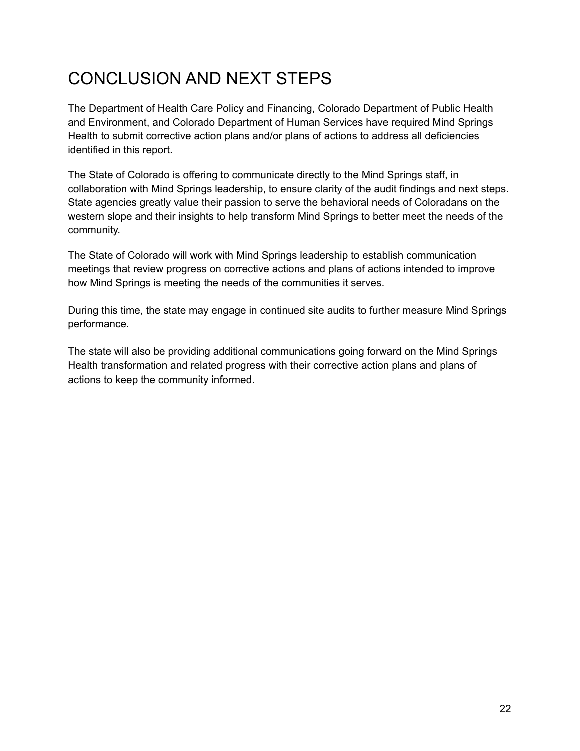# CONCLUSION AND NEXT STEPS

The Department of Health Care Policy and Financing, Colorado Department of Public Health and Environment, and Colorado Department of Human Services have required Mind Springs Health to submit corrective action plans and/or plans of actions to address all deficiencies identified in this report.

The State of Colorado is offering to communicate directly to the Mind Springs staff, in collaboration with Mind Springs leadership, to ensure clarity of the audit findings and next steps. State agencies greatly value their passion to serve the behavioral needs of Coloradans on the western slope and their insights to help transform Mind Springs to better meet the needs of the community.

The State of Colorado will work with Mind Springs leadership to establish communication meetings that review progress on corrective actions and plans of actions intended to improve how Mind Springs is meeting the needs of the communities it serves.

During this time, the state may engage in continued site audits to further measure Mind Springs performance.

The state will also be providing additional communications going forward on the Mind Springs Health transformation and related progress with their corrective action plans and plans of actions to keep the community informed.